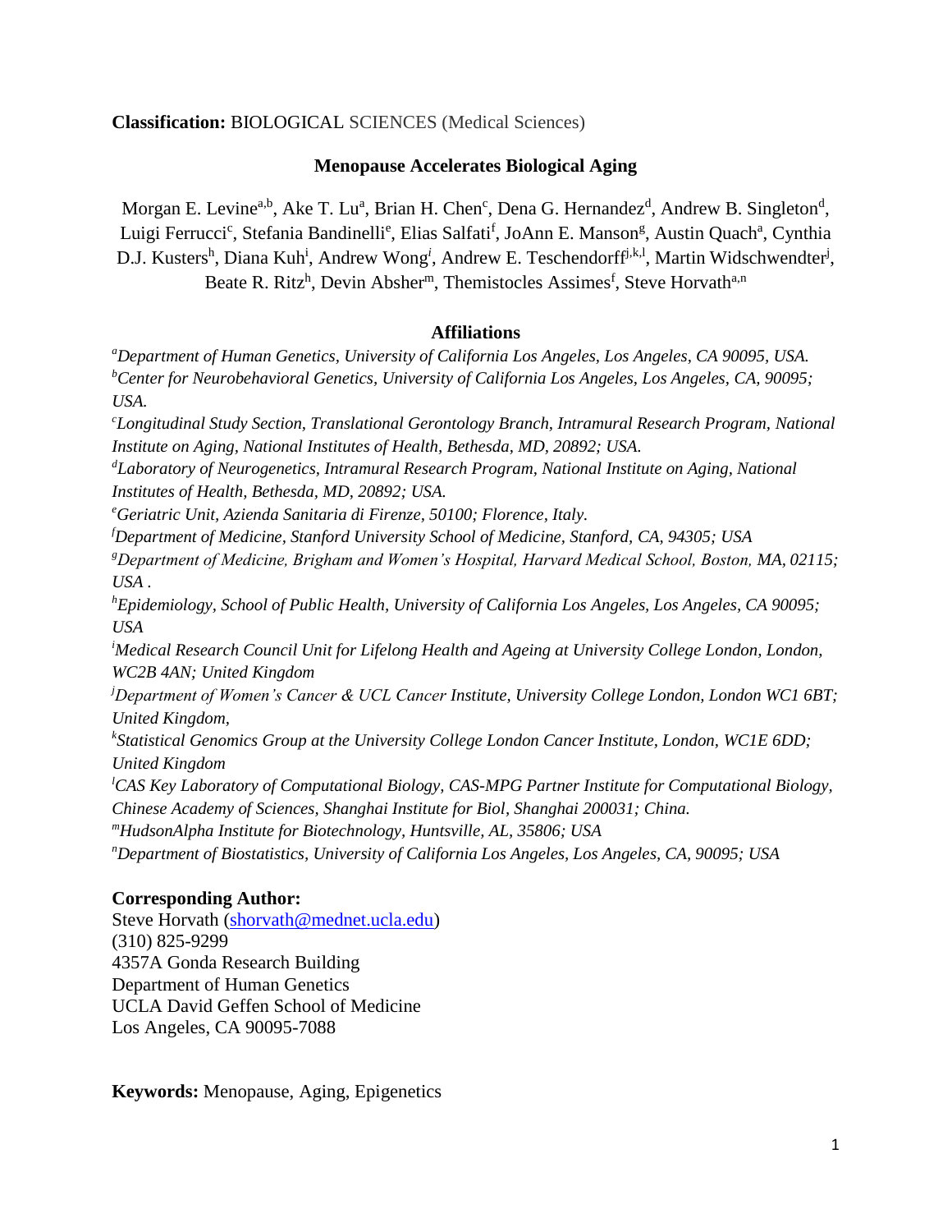**Classification:** BIOLOGICAL SCIENCES (Medical Sciences)

# Menopause Accelerates Biological Aging

Morgan E. Levine[a,b], Ake T. Lu[a], Brian H. Chen[c], Dena G. Hernandez[d], Andrew B. Singleton[d], Luigi Ferrucci[c], Stefania Bandinelli[e], Elias Salfati[f], JoAnn E. Manson[g], Austin Quach[a], Cynthia D.J. Kusters[h], Diana Kuh[i], Andrew Wong[i], Andrew E. Teschendorff[j,k,l], Martin Widschwendter[j], Beate R. Ritz[h], Devin Absher[m], Themistocles Assimes[f], Steve Horvath[a,n]

## Affiliations

[a]*Department of Human Genetics, University of California Los Angeles, Los Angeles, CA 90095, USA.*
[b]*Center for Neurobehavioral Genetics, University of California Los Angeles, Los Angeles, CA, 90095; USA.*
[c]*Longitudinal Study Section, Translational Gerontology Branch, Intramural Research Program, National Institute on Aging, National Institutes of Health, Bethesda, MD, 20892; USA.*
[d]*Laboratory of Neurogenetics, Intramural Research Program, National Institute on Aging, National Institutes of Health, Bethesda, MD, 20892; USA.*
[e]*Geriatric Unit, Azienda Sanitaria di Firenze, 50100; Florence, Italy.*
[f]*Department of Medicine, Stanford University School of Medicine, Stanford, CA, 94305; USA*
[g]*Department of Medicine, Brigham and Women's Hospital, Harvard Medical School, Boston, MA, 02115; USA .*
[h]*Epidemiology, School of Public Health, University of California Los Angeles, Los Angeles, CA 90095; USA*
[i]*Medical Research Council Unit for Lifelong Health and Ageing at University College London, London, WC2B 4AN; United Kingdom*
[j]*Department of Women's Cancer & UCL Cancer Institute, University College London, London WC1 6BT; United Kingdom,*
[k]*Statistical Genomics Group at the University College London Cancer Institute, London, WC1E 6DD; United Kingdom*
[l]*CAS Key Laboratory of Computational Biology, CAS-MPG Partner Institute for Computational Biology, Chinese Academy of Sciences, Shanghai Institute for Biol, Shanghai 200031; China.*
[m]*HudsonAlpha Institute for Biotechnology, Huntsville, AL, 35806; USA*
[n]*Department of Biostatistics, University of California Los Angeles, Los Angeles, CA, 90095; USA*

**Corresponding Author:**
Steve Horvath (shorvath@mednet.ucla.edu)
(310) 825-9299
4357A Gonda Research Building
Department of Human Genetics
UCLA David Geffen School of Medicine
Los Angeles, CA 90095-7088

**Keywords:** Menopause, Aging, Epigenetics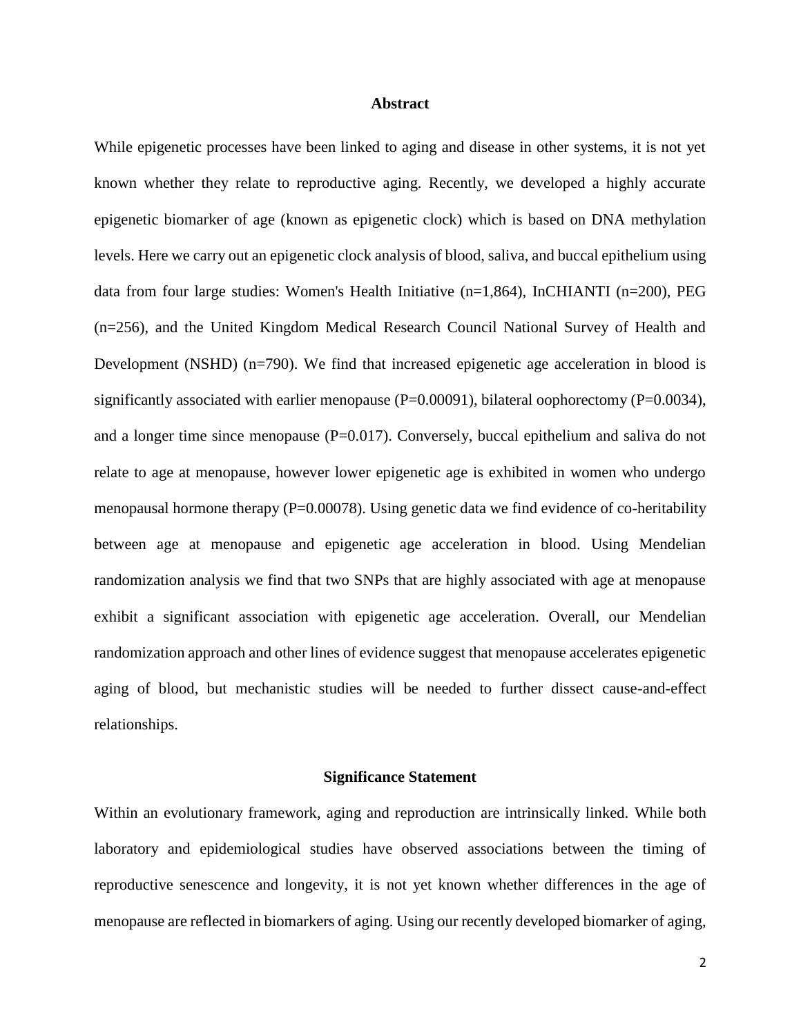## Abstract

While epigenetic processes have been linked to aging and disease in other systems, it is not yet known whether they relate to reproductive aging. Recently, we developed a highly accurate epigenetic biomarker of age (known as epigenetic clock) which is based on DNA methylation levels. Here we carry out an epigenetic clock analysis of blood, saliva, and buccal epithelium using data from four large studies: Women's Health Initiative (n=1,864), InCHIANTI (n=200), PEG (n=256), and the United Kingdom Medical Research Council National Survey of Health and Development (NSHD) (n=790). We find that increased epigenetic age acceleration in blood is significantly associated with earlier menopause ($P=0.00091$), bilateral oophorectomy ($P=0.0034$), and a longer time since menopause ($P=0.017$). Conversely, buccal epithelium and saliva do not relate to age at menopause, however lower epigenetic age is exhibited in women who undergo menopausal hormone therapy ($P=0.00078$). Using genetic data we find evidence of co-heritability between age at menopause and epigenetic age acceleration in blood. Using Mendelian randomization analysis we find that two SNPs that are highly associated with age at menopause exhibit a significant association with epigenetic age acceleration. Overall, our Mendelian randomization approach and other lines of evidence suggest that menopause accelerates epigenetic aging of blood, but mechanistic studies will be needed to further dissect cause-and-effect relationships.

## Significance Statement

Within an evolutionary framework, aging and reproduction are intrinsically linked. While both laboratory and epidemiological studies have observed associations between the timing of reproductive senescence and longevity, it is not yet known whether differences in the age of menopause are reflected in biomarkers of aging. Using our recently developed biomarker of aging,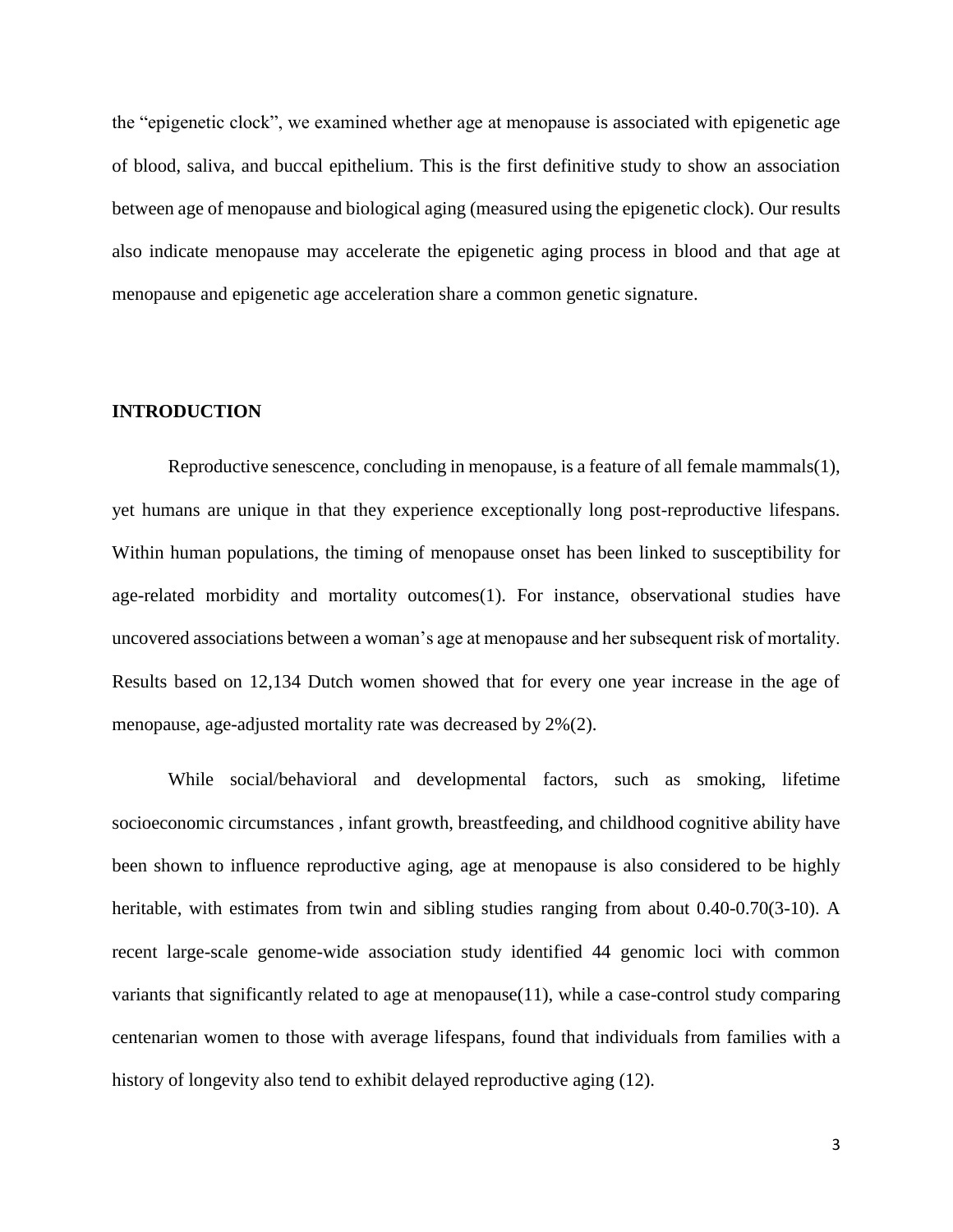the "epigenetic clock", we examined whether age at menopause is associated with epigenetic age of blood, saliva, and buccal epithelium. This is the first definitive study to show an association between age of menopause and biological aging (measured using the epigenetic clock). Our results also indicate menopause may accelerate the epigenetic aging process in blood and that age at menopause and epigenetic age acceleration share a common genetic signature.

## INTRODUCTION

Reproductive senescence, concluding in menopause, is a feature of all female mammals(1), yet humans are unique in that they experience exceptionally long post-reproductive lifespans. Within human populations, the timing of menopause onset has been linked to susceptibility for age-related morbidity and mortality outcomes(1). For instance, observational studies have uncovered associations between a woman's age at menopause and her subsequent risk of mortality. Results based on 12,134 Dutch women showed that for every one year increase in the age of menopause, age-adjusted mortality rate was decreased by 2%(2).

While social/behavioral and developmental factors, such as smoking, lifetime socioeconomic circumstances , infant growth, breastfeeding, and childhood cognitive ability have been shown to influence reproductive aging, age at menopause is also considered to be highly heritable, with estimates from twin and sibling studies ranging from about 0.40-0.70(3-10). A recent large-scale genome-wide association study identified 44 genomic loci with common variants that significantly related to age at menopause(11), while a case-control study comparing centenarian women to those with average lifespans, found that individuals from families with a history of longevity also tend to exhibit delayed reproductive aging (12).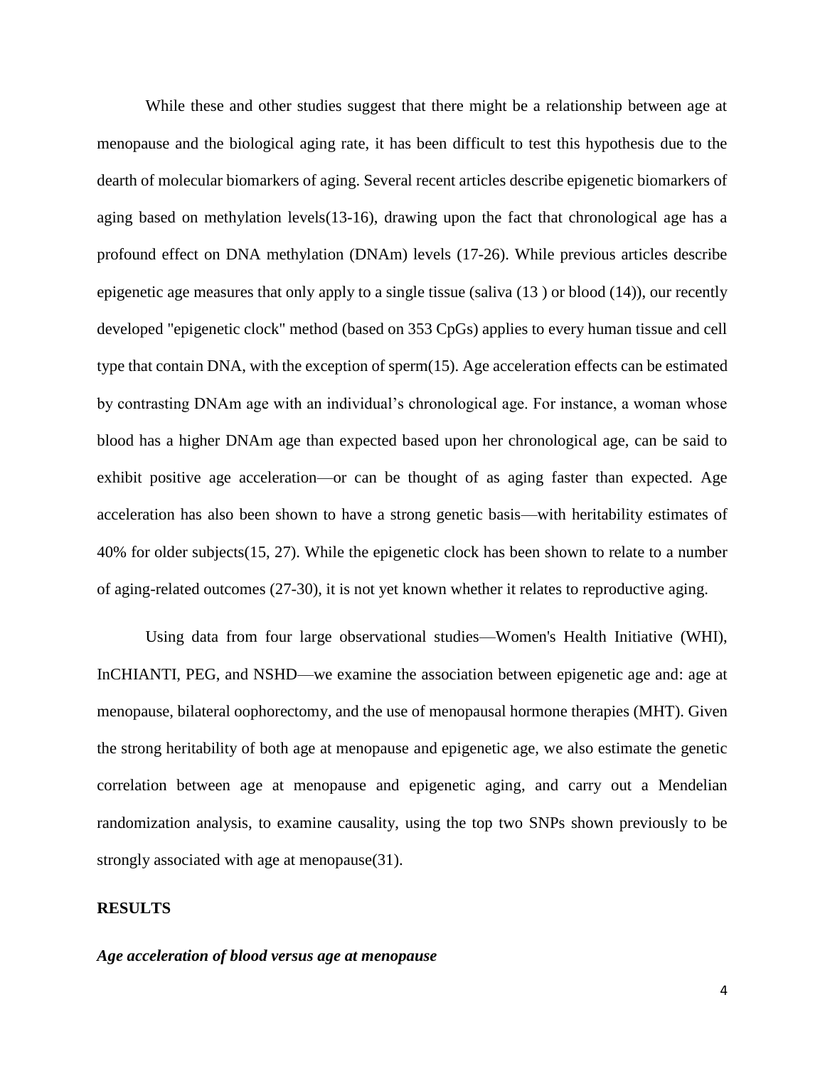While these and other studies suggest that there might be a relationship between age at menopause and the biological aging rate, it has been difficult to test this hypothesis due to the dearth of molecular biomarkers of aging. Several recent articles describe epigenetic biomarkers of aging based on methylation levels(13-16), drawing upon the fact that chronological age has a profound effect on DNA methylation (DNAm) levels (17-26). While previous articles describe epigenetic age measures that only apply to a single tissue (saliva (13 ) or blood (14)), our recently developed "epigenetic clock" method (based on 353 CpGs) applies to every human tissue and cell type that contain DNA, with the exception of sperm(15). Age acceleration effects can be estimated by contrasting DNAm age with an individual's chronological age. For instance, a woman whose blood has a higher DNAm age than expected based upon her chronological age, can be said to exhibit positive age acceleration—or can be thought of as aging faster than expected. Age acceleration has also been shown to have a strong genetic basis—with heritability estimates of 40% for older subjects(15, 27). While the epigenetic clock has been shown to relate to a number of aging-related outcomes (27-30), it is not yet known whether it relates to reproductive aging.

Using data from four large observational studies—Women's Health Initiative (WHI), InCHIANTI, PEG, and NSHD—we examine the association between epigenetic age and: age at menopause, bilateral oophorectomy, and the use of menopausal hormone therapies (MHT). Given the strong heritability of both age at menopause and epigenetic age, we also estimate the genetic correlation between age at menopause and epigenetic aging, and carry out a Mendelian randomization analysis, to examine causality, using the top two SNPs shown previously to be strongly associated with age at menopause(31).

## RESULTS

### *Age acceleration of blood versus age at menopause*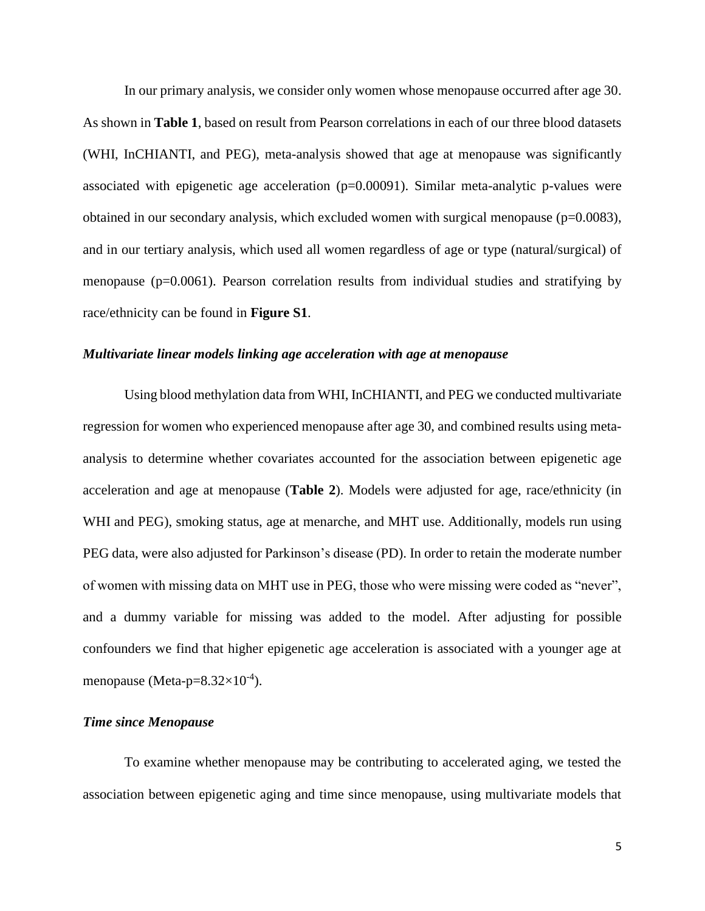In our primary analysis, we consider only women whose menopause occurred after age 30. As shown in **Table 1**, based on result from Pearson correlations in each of our three blood datasets (WHI, InCHIANTI, and PEG), meta-analysis showed that age at menopause was significantly associated with epigenetic age acceleration (p=0.00091). Similar meta-analytic p-values were obtained in our secondary analysis, which excluded women with surgical menopause (p=0.0083), and in our tertiary analysis, which used all women regardless of age or type (natural/surgical) of menopause (p=0.0061). Pearson correlation results from individual studies and stratifying by race/ethnicity can be found in **Figure S1**.

### *Multivariate linear models linking age acceleration with age at menopause*

Using blood methylation data from WHI, InCHIANTI, and PEG we conducted multivariate regression for women who experienced menopause after age 30, and combined results using meta-analysis to determine whether covariates accounted for the association between epigenetic age acceleration and age at menopause (**Table 2**). Models were adjusted for age, race/ethnicity (in WHI and PEG), smoking status, age at menarche, and MHT use. Additionally, models run using PEG data, were also adjusted for Parkinson's disease (PD). In order to retain the moderate number of women with missing data on MHT use in PEG, those who were missing were coded as "never", and a dummy variable for missing was added to the model. After adjusting for possible confounders we find that higher epigenetic age acceleration is associated with a younger age at menopause (Meta-p=$8.32\times10^{-4}$).

### *Time since Menopause*

To examine whether menopause may be contributing to accelerated aging, we tested the association between epigenetic aging and time since menopause, using multivariate models that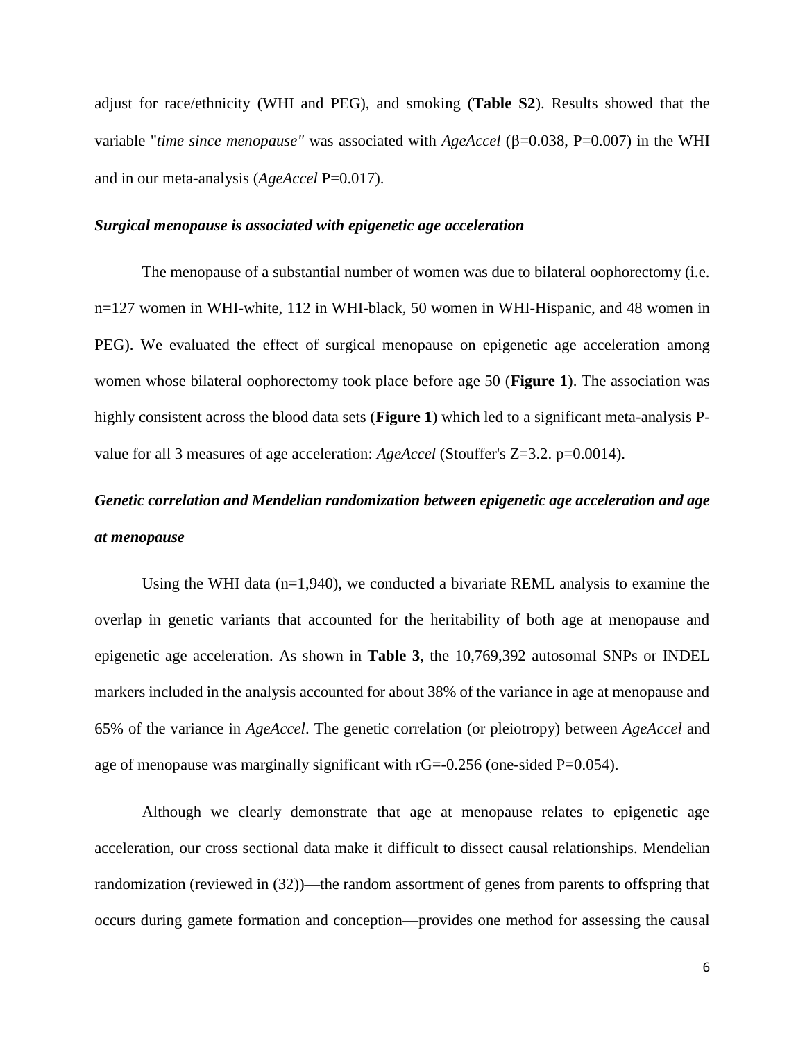adjust for race/ethnicity (WHI and PEG), and smoking (**Table S2**). Results showed that the variable "*time since menopause"* was associated with *AgeAccel* ($\beta$=0.038, P=0.007) in the WHI and in our meta-analysis (*AgeAccel* P=0.017).

### *Surgical menopause is associated with epigenetic age acceleration*

The menopause of a substantial number of women was due to bilateral oophorectomy (i.e. n=127 women in WHI-white, 112 in WHI-black, 50 women in WHI-Hispanic, and 48 women in PEG). We evaluated the effect of surgical menopause on epigenetic age acceleration among women whose bilateral oophorectomy took place before age 50 (**Figure 1**). The association was highly consistent across the blood data sets (**Figure 1**) which led to a significant meta-analysis P-value for all 3 measures of age acceleration: *AgeAccel* (Stouffer's Z=3.2. p=0.0014).

### *Genetic correlation and Mendelian randomization between epigenetic age acceleration and age at menopause*

Using the WHI data (n=1,940), we conducted a bivariate REML analysis to examine the overlap in genetic variants that accounted for the heritability of both age at menopause and epigenetic age acceleration. As shown in **Table 3**, the 10,769,392 autosomal SNPs or INDEL markers included in the analysis accounted for about 38% of the variance in age at menopause and 65% of the variance in *AgeAccel*. The genetic correlation (or pleiotropy) between *AgeAccel* and age of menopause was marginally significant with rG=-0.256 (one-sided P=0.054).

Although we clearly demonstrate that age at menopause relates to epigenetic age acceleration, our cross sectional data make it difficult to dissect causal relationships. Mendelian randomization (reviewed in (32))—the random assortment of genes from parents to offspring that occurs during gamete formation and conception—provides one method for assessing the causal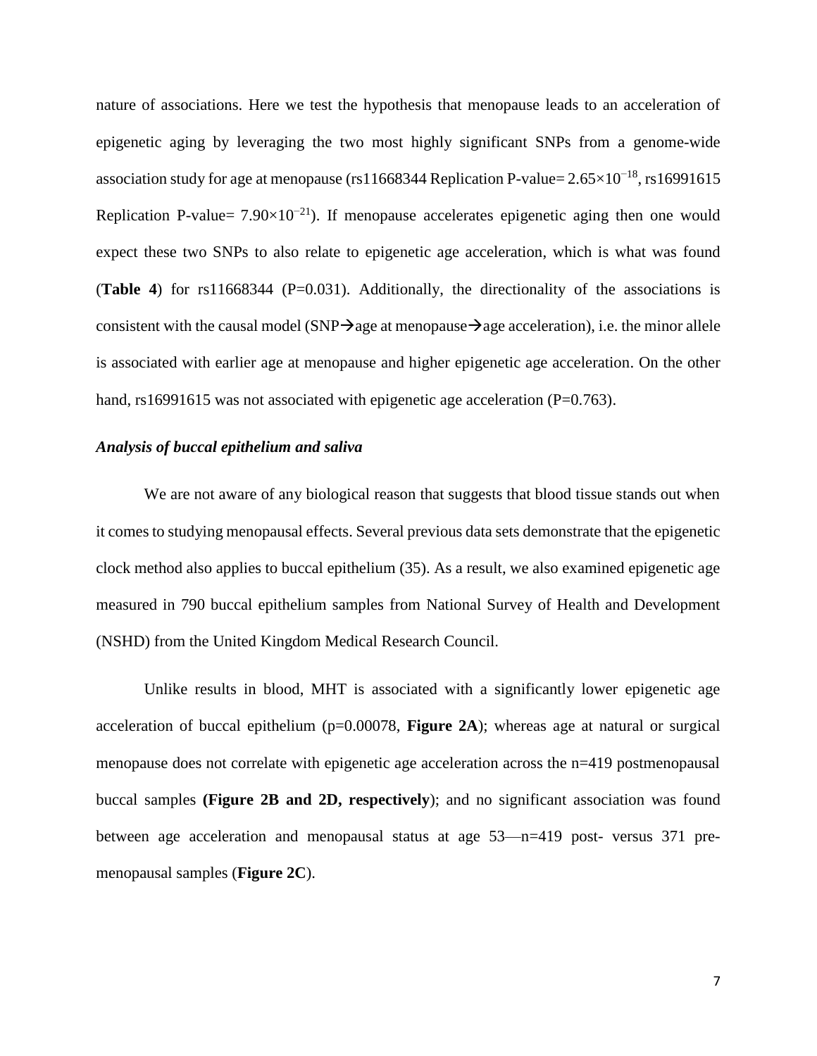nature of associations. Here we test the hypothesis that menopause leads to an acceleration of epigenetic aging by leveraging the two most highly significant SNPs from a genome-wide association study for age at menopause (rs11668344 Replication P-value= $2.65\times10^{-18}$, rs16991615 Replication P-value= $7.90\times10^{-21}$). If menopause accelerates epigenetic aging then one would expect these two SNPs to also relate to epigenetic age acceleration, which is what was found (**Table 4**) for rs11668344 (P=0.031). Additionally, the directionality of the associations is consistent with the causal model (SNP→age at menopause→age acceleration), i.e. the minor allele is associated with earlier age at menopause and higher epigenetic age acceleration. On the other hand, rs16991615 was not associated with epigenetic age acceleration (P=0.763).

### *Analysis of buccal epithelium and saliva*

We are not aware of any biological reason that suggests that blood tissue stands out when it comes to studying menopausal effects. Several previous data sets demonstrate that the epigenetic clock method also applies to buccal epithelium (35). As a result, we also examined epigenetic age measured in 790 buccal epithelium samples from National Survey of Health and Development (NSHD) from the United Kingdom Medical Research Council.

Unlike results in blood, MHT is associated with a significantly lower epigenetic age acceleration of buccal epithelium (p=0.00078, **Figure 2A**); whereas age at natural or surgical menopause does not correlate with epigenetic age acceleration across the n=419 postmenopausal buccal samples **(Figure 2B and 2D, respectively**); and no significant association was found between age acceleration and menopausal status at age 53—n=419 post- versus 371 pre-menopausal samples (**Figure 2C**).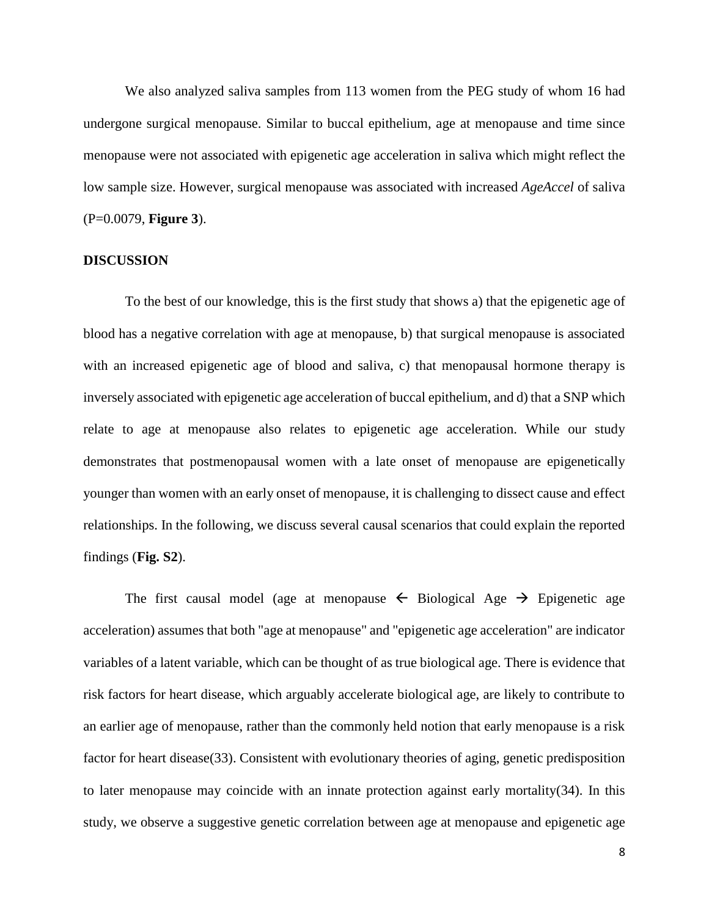We also analyzed saliva samples from 113 women from the PEG study of whom 16 had undergone surgical menopause. Similar to buccal epithelium, age at menopause and time since menopause were not associated with epigenetic age acceleration in saliva which might reflect the low sample size. However, surgical menopause was associated with increased *AgeAccel* of saliva (P=0.0079, **Figure 3**).

## DISCUSSION

To the best of our knowledge, this is the first study that shows a) that the epigenetic age of blood has a negative correlation with age at menopause, b) that surgical menopause is associated with an increased epigenetic age of blood and saliva, c) that menopausal hormone therapy is inversely associated with epigenetic age acceleration of buccal epithelium, and d) that a SNP which relate to age at menopause also relates to epigenetic age acceleration. While our study demonstrates that postmenopausal women with a late onset of menopause are epigenetically younger than women with an early onset of menopause, it is challenging to dissect cause and effect relationships. In the following, we discuss several causal scenarios that could explain the reported findings (**Fig. S2**).

The first causal model (age at menopause $\leftarrow$ Biological Age $\rightarrow$ Epigenetic age acceleration) assumes that both "age at menopause" and "epigenetic age acceleration" are indicator variables of a latent variable, which can be thought of as true biological age. There is evidence that risk factors for heart disease, which arguably accelerate biological age, are likely to contribute to an earlier age of menopause, rather than the commonly held notion that early menopause is a risk factor for heart disease(33). Consistent with evolutionary theories of aging, genetic predisposition to later menopause may coincide with an innate protection against early mortality(34). In this study, we observe a suggestive genetic correlation between age at menopause and epigenetic age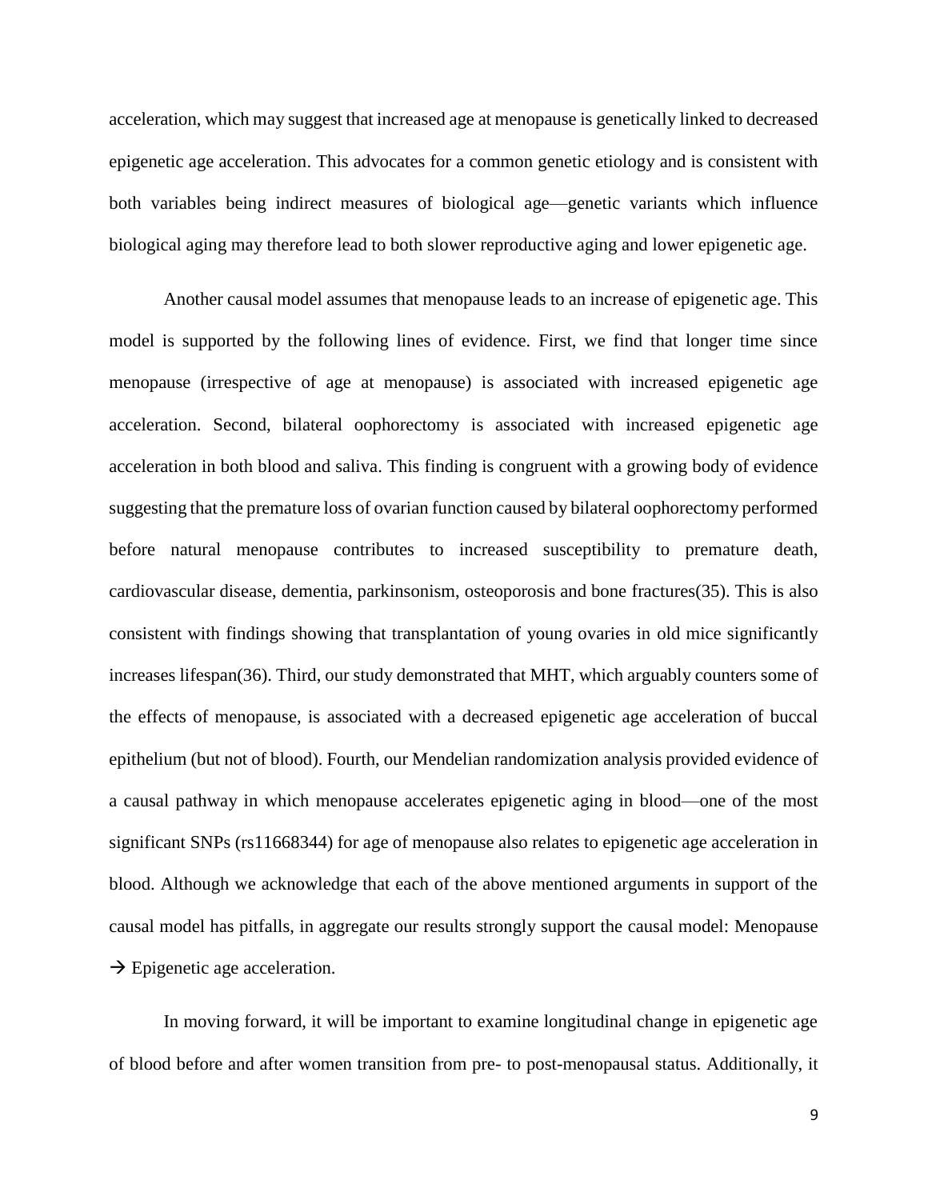acceleration, which may suggest that increased age at menopause is genetically linked to decreased epigenetic age acceleration. This advocates for a common genetic etiology and is consistent with both variables being indirect measures of biological age—genetic variants which influence biological aging may therefore lead to both slower reproductive aging and lower epigenetic age.

Another causal model assumes that menopause leads to an increase of epigenetic age. This model is supported by the following lines of evidence. First, we find that longer time since menopause (irrespective of age at menopause) is associated with increased epigenetic age acceleration. Second, bilateral oophorectomy is associated with increased epigenetic age acceleration in both blood and saliva. This finding is congruent with a growing body of evidence suggesting that the premature loss of ovarian function caused by bilateral oophorectomy performed before natural menopause contributes to increased susceptibility to premature death, cardiovascular disease, dementia, parkinsonism, osteoporosis and bone fractures(35). This is also consistent with findings showing that transplantation of young ovaries in old mice significantly increases lifespan(36). Third, our study demonstrated that MHT, which arguably counters some of the effects of menopause, is associated with a decreased epigenetic age acceleration of buccal epithelium (but not of blood). Fourth, our Mendelian randomization analysis provided evidence of a causal pathway in which menopause accelerates epigenetic aging in blood—one of the most significant SNPs (rs11668344) for age of menopause also relates to epigenetic age acceleration in blood. Although we acknowledge that each of the above mentioned arguments in support of the causal model has pitfalls, in aggregate our results strongly support the causal model: Menopause → Epigenetic age acceleration.

In moving forward, it will be important to examine longitudinal change in epigenetic age of blood before and after women transition from pre- to post-menopausal status. Additionally, it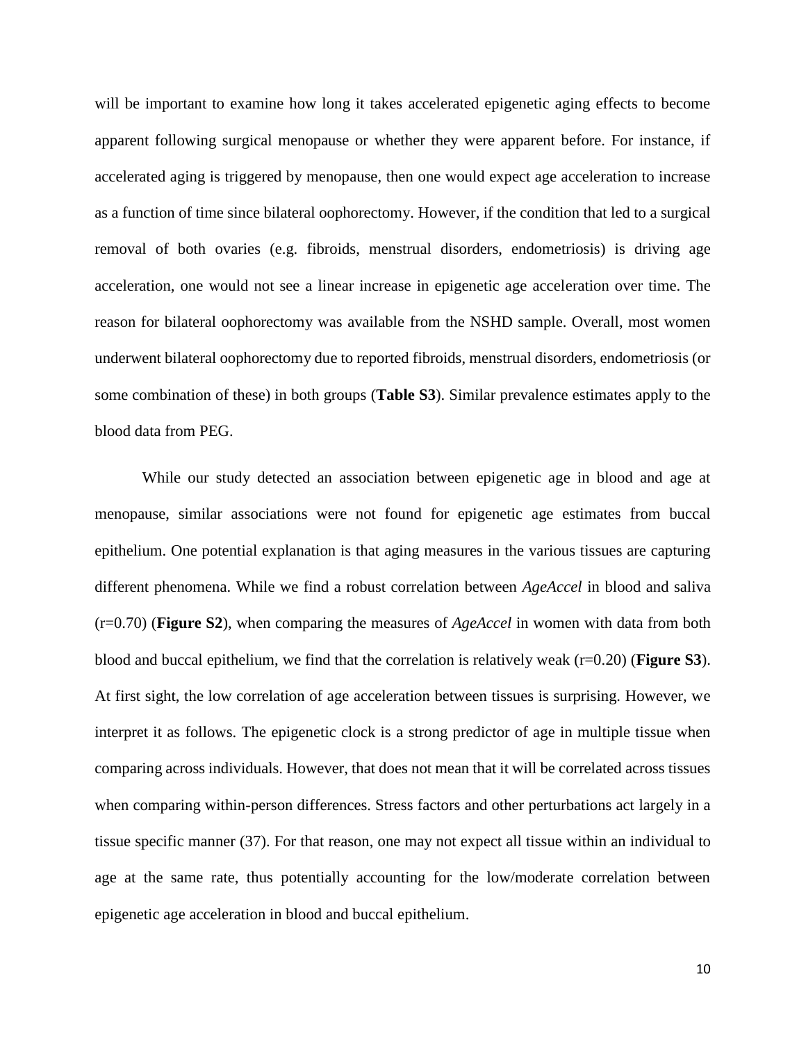will be important to examine how long it takes accelerated epigenetic aging effects to become apparent following surgical menopause or whether they were apparent before. For instance, if accelerated aging is triggered by menopause, then one would expect age acceleration to increase as a function of time since bilateral oophorectomy. However, if the condition that led to a surgical removal of both ovaries (e.g. fibroids, menstrual disorders, endometriosis) is driving age acceleration, one would not see a linear increase in epigenetic age acceleration over time. The reason for bilateral oophorectomy was available from the NSHD sample. Overall, most women underwent bilateral oophorectomy due to reported fibroids, menstrual disorders, endometriosis (or some combination of these) in both groups (**Table S3**). Similar prevalence estimates apply to the blood data from PEG.

While our study detected an association between epigenetic age in blood and age at menopause, similar associations were not found for epigenetic age estimates from buccal epithelium. One potential explanation is that aging measures in the various tissues are capturing different phenomena. While we find a robust correlation between *AgeAccel* in blood and saliva (r=0.70) (**Figure S2**), when comparing the measures of *AgeAccel* in women with data from both blood and buccal epithelium, we find that the correlation is relatively weak (r=0.20) (**Figure S3**). At first sight, the low correlation of age acceleration between tissues is surprising. However, we interpret it as follows. The epigenetic clock is a strong predictor of age in multiple tissue when comparing across individuals. However, that does not mean that it will be correlated across tissues when comparing within-person differences. Stress factors and other perturbations act largely in a tissue specific manner (37). For that reason, one may not expect all tissue within an individual to age at the same rate, thus potentially accounting for the low/moderate correlation between epigenetic age acceleration in blood and buccal epithelium.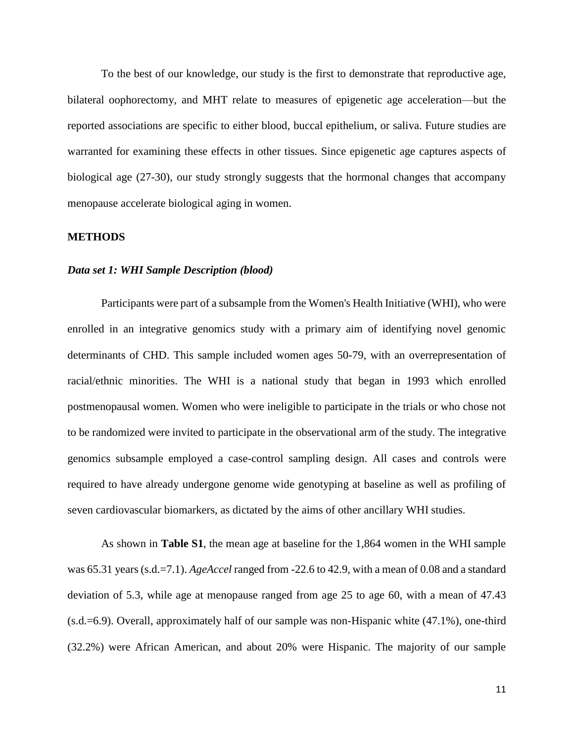To the best of our knowledge, our study is the first to demonstrate that reproductive age, bilateral oophorectomy, and MHT relate to measures of epigenetic age acceleration—but the reported associations are specific to either blood, buccal epithelium, or saliva. Future studies are warranted for examining these effects in other tissues. Since epigenetic age captures aspects of biological age (27-30), our study strongly suggests that the hormonal changes that accompany menopause accelerate biological aging in women.

## METHODS

### *Data set 1: WHI Sample Description (blood)*

Participants were part of a subsample from the Women's Health Initiative (WHI), who were enrolled in an integrative genomics study with a primary aim of identifying novel genomic determinants of CHD. This sample included women ages 50-79, with an overrepresentation of racial/ethnic minorities. The WHI is a national study that began in 1993 which enrolled postmenopausal women. Women who were ineligible to participate in the trials or who chose not to be randomized were invited to participate in the observational arm of the study. The integrative genomics subsample employed a case-control sampling design. All cases and controls were required to have already undergone genome wide genotyping at baseline as well as profiling of seven cardiovascular biomarkers, as dictated by the aims of other ancillary WHI studies.

As shown in **Table S1**, the mean age at baseline for the 1,864 women in the WHI sample was 65.31 years (s.d.=7.1). *AgeAccel* ranged from -22.6 to 42.9, with a mean of 0.08 and a standard deviation of 5.3, while age at menopause ranged from age 25 to age 60, with a mean of 47.43 (s.d.=6.9). Overall, approximately half of our sample was non-Hispanic white (47.1%), one-third (32.2%) were African American, and about 20% were Hispanic. The majority of our sample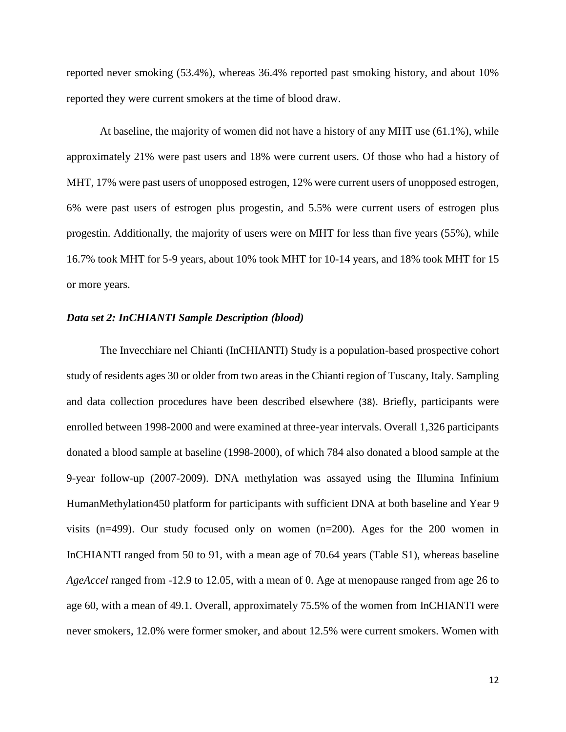reported never smoking (53.4%), whereas 36.4% reported past smoking history, and about 10% reported they were current smokers at the time of blood draw.

At baseline, the majority of women did not have a history of any MHT use (61.1%), while approximately 21% were past users and 18% were current users. Of those who had a history of MHT, 17% were past users of unopposed estrogen, 12% were current users of unopposed estrogen, 6% were past users of estrogen plus progestin, and 5.5% were current users of estrogen plus progestin. Additionally, the majority of users were on MHT for less than five years (55%), while 16.7% took MHT for 5-9 years, about 10% took MHT for 10-14 years, and 18% took MHT for 15 or more years.

### *Data set 2: InCHIANTI Sample Description (blood)*

The Invecchiare nel Chianti (InCHIANTI) Study is a population-based prospective cohort study of residents ages 30 or older from two areas in the Chianti region of Tuscany, Italy. Sampling and data collection procedures have been described elsewhere (38). Briefly, participants were enrolled between 1998-2000 and were examined at three-year intervals. Overall 1,326 participants donated a blood sample at baseline (1998-2000), of which 784 also donated a blood sample at the 9-year follow-up (2007-2009). DNA methylation was assayed using the Illumina Infinium HumanMethylation450 platform for participants with sufficient DNA at both baseline and Year 9 visits (n=499). Our study focused only on women (n=200). Ages for the 200 women in InCHIANTI ranged from 50 to 91, with a mean age of 70.64 years (Table S1), whereas baseline *AgeAccel* ranged from -12.9 to 12.05, with a mean of 0. Age at menopause ranged from age 26 to age 60, with a mean of 49.1. Overall, approximately 75.5% of the women from InCHIANTI were never smokers, 12.0% were former smoker, and about 12.5% were current smokers. Women with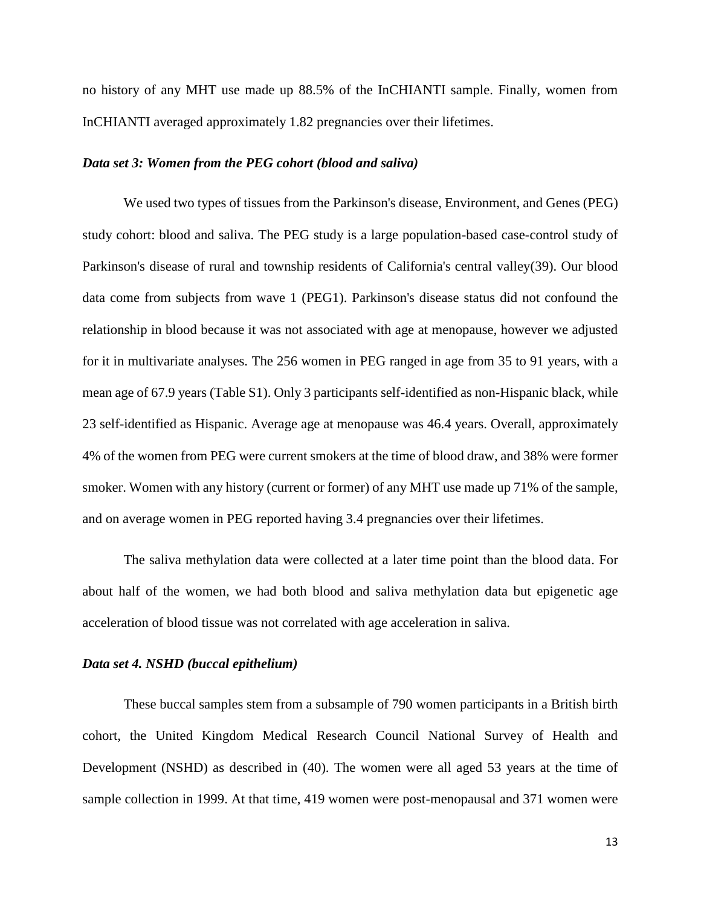no history of any MHT use made up 88.5% of the InCHIANTI sample. Finally, women from InCHIANTI averaged approximately 1.82 pregnancies over their lifetimes.

***Data set 3: Women from the PEG cohort (blood and saliva)***

We used two types of tissues from the Parkinson's disease, Environment, and Genes (PEG) study cohort: blood and saliva. The PEG study is a large population-based case-control study of Parkinson's disease of rural and township residents of California's central valley(39). Our blood data come from subjects from wave 1 (PEG1). Parkinson's disease status did not confound the relationship in blood because it was not associated with age at menopause, however we adjusted for it in multivariate analyses. The 256 women in PEG ranged in age from 35 to 91 years, with a mean age of 67.9 years (Table S1). Only 3 participants self-identified as non-Hispanic black, while 23 self-identified as Hispanic. Average age at menopause was 46.4 years. Overall, approximately 4% of the women from PEG were current smokers at the time of blood draw, and 38% were former smoker. Women with any history (current or former) of any MHT use made up 71% of the sample, and on average women in PEG reported having 3.4 pregnancies over their lifetimes.

The saliva methylation data were collected at a later time point than the blood data. For about half of the women, we had both blood and saliva methylation data but epigenetic age acceleration of blood tissue was not correlated with age acceleration in saliva.

***Data set 4. NSHD (buccal epithelium)***

These buccal samples stem from a subsample of 790 women participants in a British birth cohort, the United Kingdom Medical Research Council National Survey of Health and Development (NSHD) as described in (40). The women were all aged 53 years at the time of sample collection in 1999. At that time, 419 women were post-menopausal and 371 women were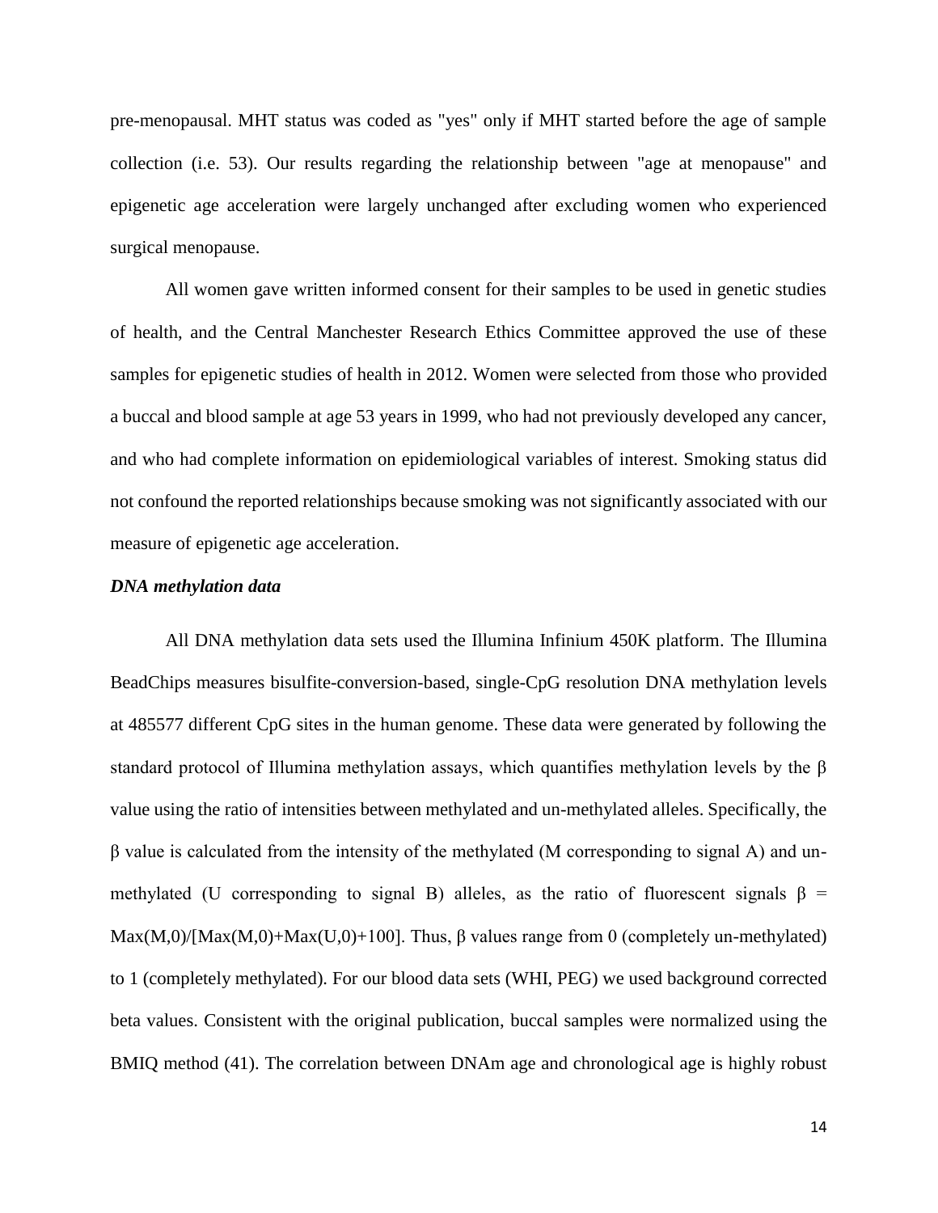pre-menopausal. MHT status was coded as "yes" only if MHT started before the age of sample collection (i.e. 53). Our results regarding the relationship between "age at menopause" and epigenetic age acceleration were largely unchanged after excluding women who experienced surgical menopause.

All women gave written informed consent for their samples to be used in genetic studies of health, and the Central Manchester Research Ethics Committee approved the use of these samples for epigenetic studies of health in 2012. Women were selected from those who provided a buccal and blood sample at age 53 years in 1999, who had not previously developed any cancer, and who had complete information on epidemiological variables of interest. Smoking status did not confound the reported relationships because smoking was not significantly associated with our measure of epigenetic age acceleration.

### *DNA methylation data*

All DNA methylation data sets used the Illumina Infinium 450K platform. The Illumina BeadChips measures bisulfite-conversion-based, single-CpG resolution DNA methylation levels at 485577 different CpG sites in the human genome. These data were generated by following the standard protocol of Illumina methylation assays, which quantifies methylation levels by the $\beta$ value using the ratio of intensities between methylated and un-methylated alleles. Specifically, the $\beta$ value is calculated from the intensity of the methylated (M corresponding to signal A) and un-methylated (U corresponding to signal B) alleles, as the ratio of fluorescent signals $\beta = \mathrm{Max}(M,0)/[\mathrm{Max}(M,0)+\mathrm{Max}(U,0)+100]$. Thus, $\beta$ values range from 0 (completely un-methylated) to 1 (completely methylated). For our blood data sets (WHI, PEG) we used background corrected beta values. Consistent with the original publication, buccal samples were normalized using the BMIQ method (41). The correlation between DNAm age and chronological age is highly robust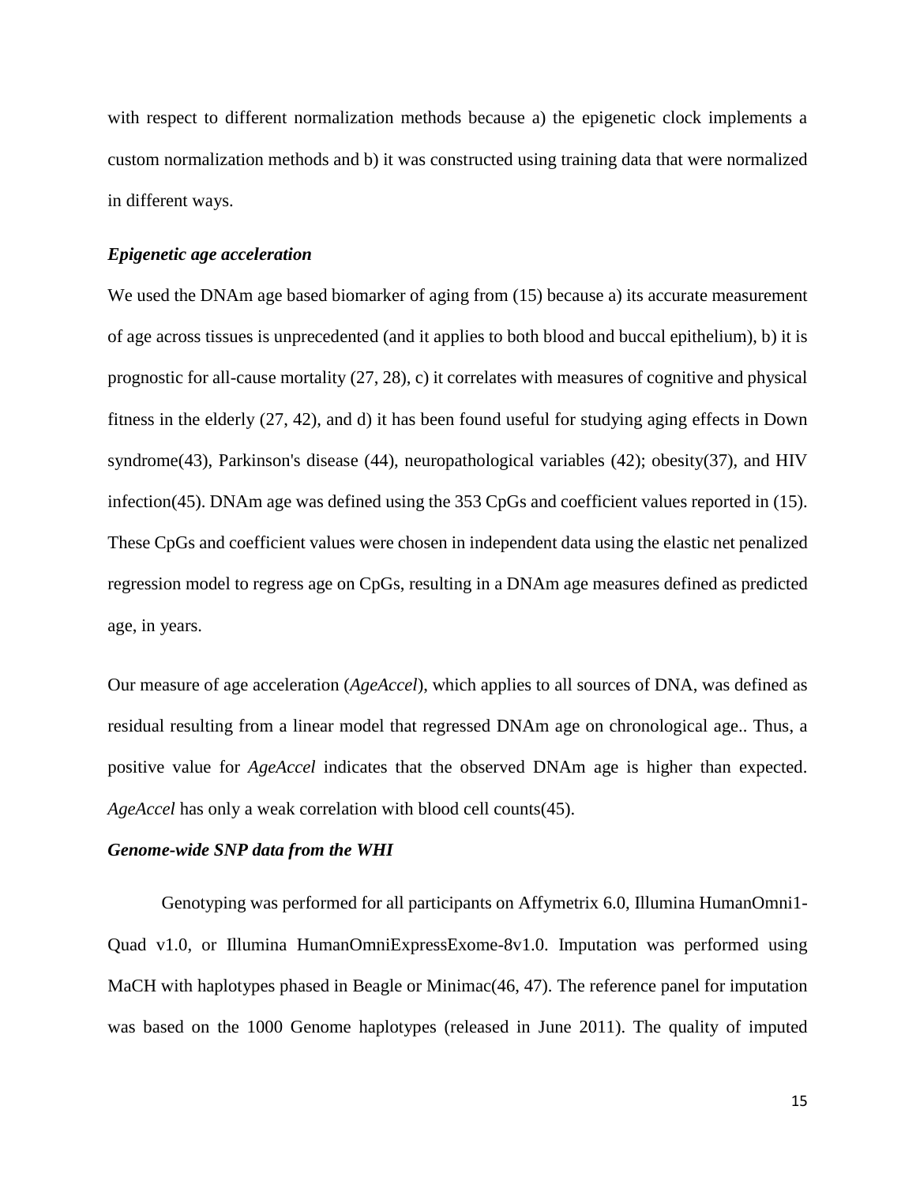with respect to different normalization methods because a) the epigenetic clock implements a custom normalization methods and b) it was constructed using training data that were normalized in different ways.

### *Epigenetic age acceleration*

We used the DNAm age based biomarker of aging from (15) because a) its accurate measurement of age across tissues is unprecedented (and it applies to both blood and buccal epithelium), b) it is prognostic for all-cause mortality (27, 28), c) it correlates with measures of cognitive and physical fitness in the elderly (27, 42), and d) it has been found useful for studying aging effects in Down syndrome(43), Parkinson's disease (44), neuropathological variables (42); obesity(37), and HIV infection(45). DNAm age was defined using the 353 CpGs and coefficient values reported in (15). These CpGs and coefficient values were chosen in independent data using the elastic net penalized regression model to regress age on CpGs, resulting in a DNAm age measures defined as predicted age, in years.

Our measure of age acceleration (*AgeAccel*), which applies to all sources of DNA, was defined as residual resulting from a linear model that regressed DNAm age on chronological age.. Thus, a positive value for *AgeAccel* indicates that the observed DNAm age is higher than expected. *AgeAccel* has only a weak correlation with blood cell counts(45).

### *Genome-wide SNP data from the WHI*

Genotyping was performed for all participants on Affymetrix 6.0, Illumina HumanOmni1-Quad v1.0, or Illumina HumanOmniExpressExome-8v1.0. Imputation was performed using MaCH with haplotypes phased in Beagle or Minimac(46, 47). The reference panel for imputation was based on the 1000 Genome haplotypes (released in June 2011). The quality of imputed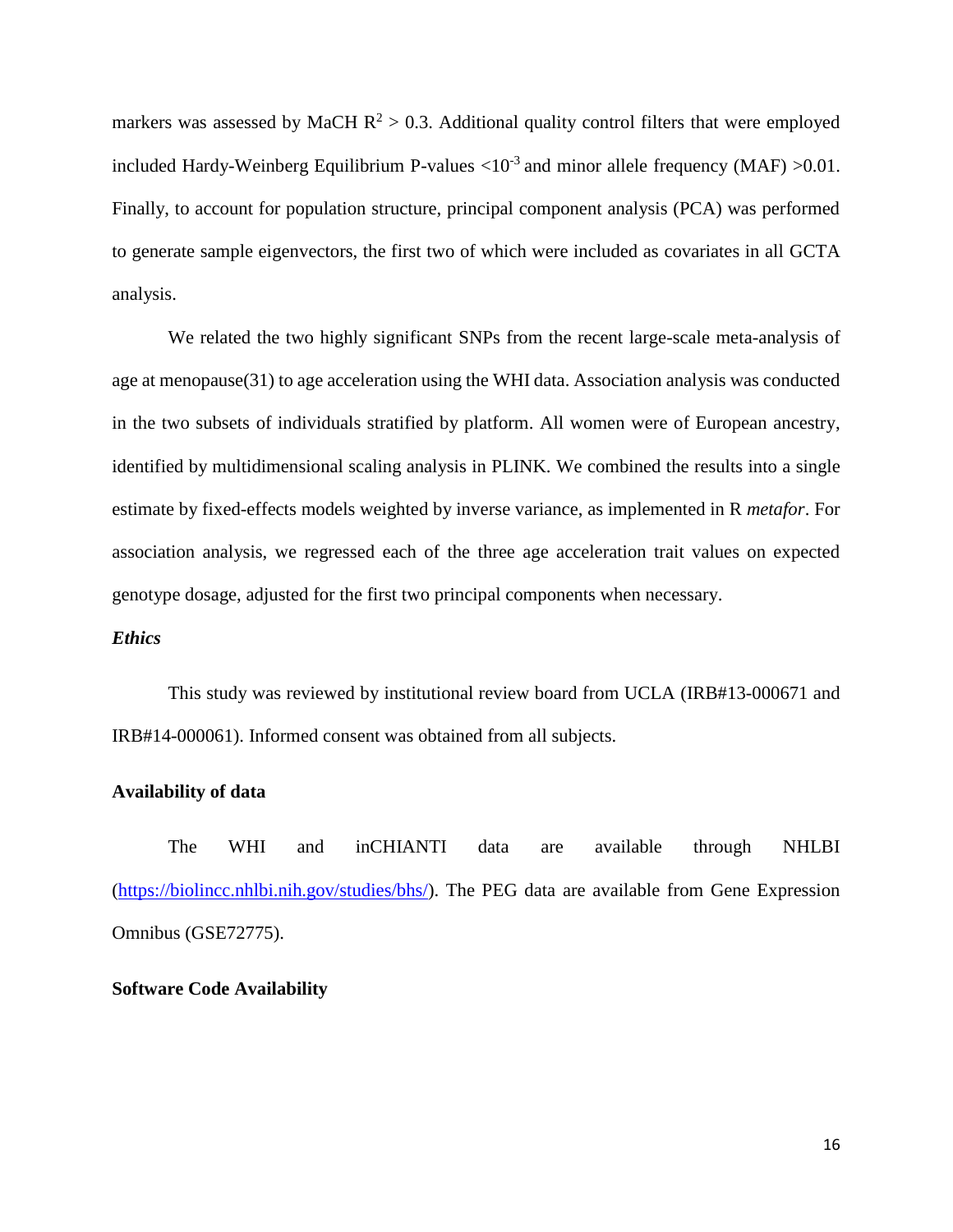markers was assessed by MaCH $R^2 > 0.3$. Additional quality control filters that were employed included Hardy-Weinberg Equilibrium P-values $<10^{-3}$ and minor allele frequency (MAF) >0.01. Finally, to account for population structure, principal component analysis (PCA) was performed to generate sample eigenvectors, the first two of which were included as covariates in all GCTA analysis.

We related the two highly significant SNPs from the recent large-scale meta-analysis of age at menopause(31) to age acceleration using the WHI data. Association analysis was conducted in the two subsets of individuals stratified by platform. All women were of European ancestry, identified by multidimensional scaling analysis in PLINK. We combined the results into a single estimate by fixed-effects models weighted by inverse variance, as implemented in R *metafor*. For association analysis, we regressed each of the three age acceleration trait values on expected genotype dosage, adjusted for the first two principal components when necessary.

***Ethics***

This study was reviewed by institutional review board from UCLA (IRB#13-000671 and IRB#14-000061). Informed consent was obtained from all subjects.

**Availability of data**

The WHI and inCHIANTI data are available through NHLBI (https://biolincc.nhlbi.nih.gov/studies/bhs/). The PEG data are available from Gene Expression Omnibus (GSE72775).

**Software Code Availability**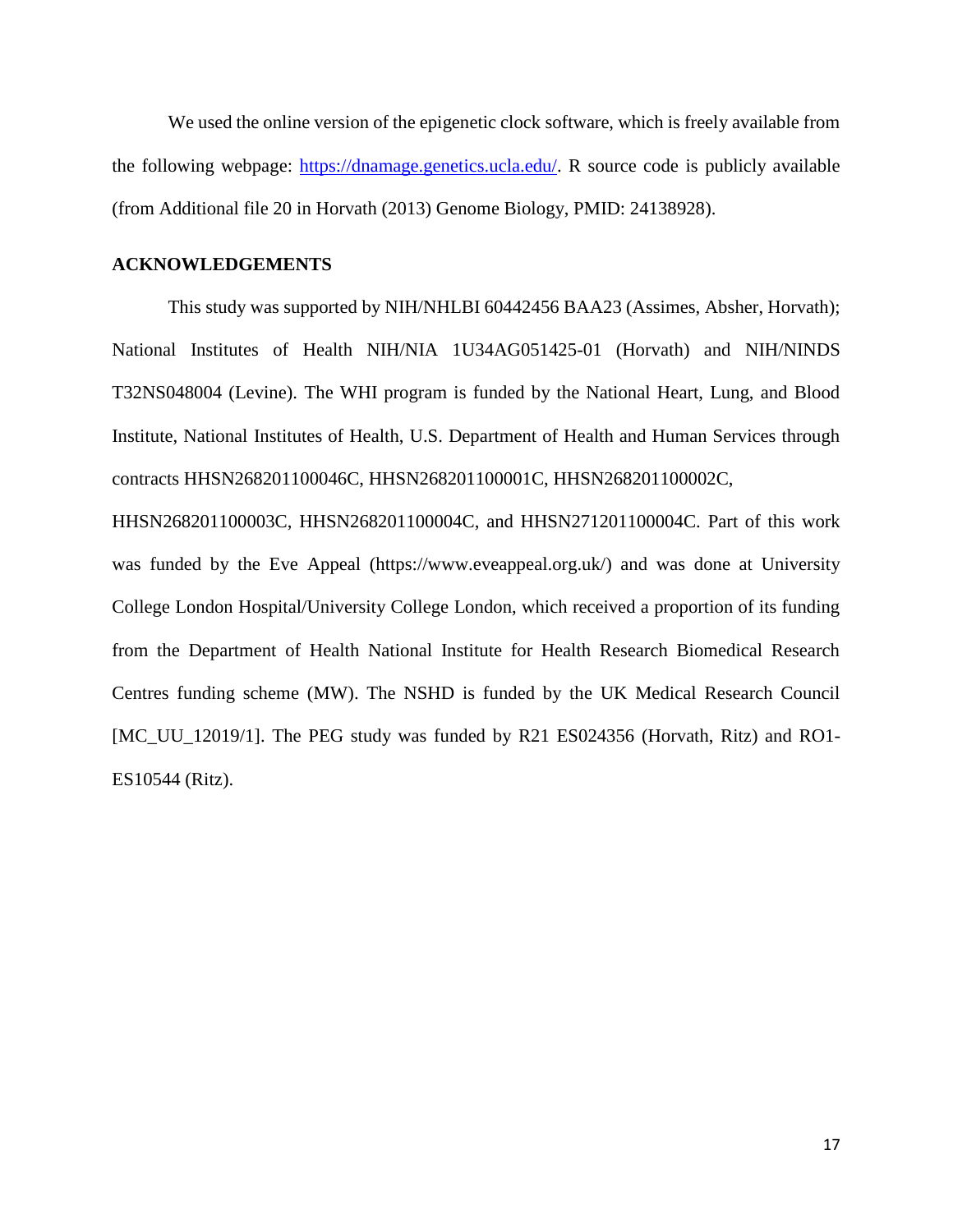We used the online version of the epigenetic clock software, which is freely available from the following webpage: https://dnamage.genetics.ucla.edu/. R source code is publicly available (from Additional file 20 in Horvath (2013) Genome Biology, PMID: 24138928).

## ACKNOWLEDGEMENTS

This study was supported by NIH/NHLBI 60442456 BAA23 (Assimes, Absher, Horvath); National Institutes of Health NIH/NIA 1U34AG051425-01 (Horvath) and NIH/NINDS T32NS048004 (Levine). The WHI program is funded by the National Heart, Lung, and Blood Institute, National Institutes of Health, U.S. Department of Health and Human Services through contracts HHSN268201100046C, HHSN268201100001C, HHSN268201100002C, HHSN268201100003C, HHSN268201100004C, and HHSN271201100004C. Part of this work was funded by the Eve Appeal (https://www.eveappeal.org.uk/) and was done at University College London Hospital/University College London, which received a proportion of its funding from the Department of Health National Institute for Health Research Biomedical Research Centres funding scheme (MW). The NSHD is funded by the UK Medical Research Council [MC_UU_12019/1]. The PEG study was funded by R21 ES024356 (Horvath, Ritz) and RO1-ES10544 (Ritz).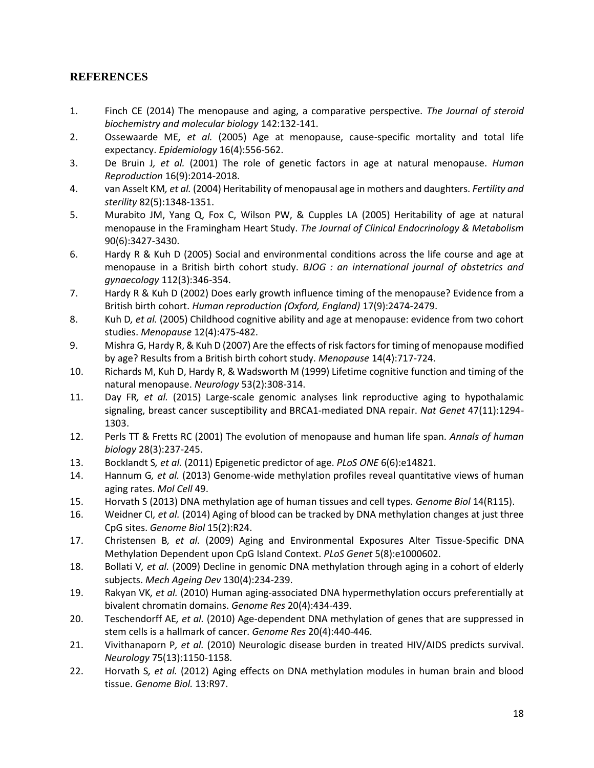## REFERENCES

1. Finch CE (2014) The menopause and aging, a comparative perspective. *The Journal of steroid biochemistry and molecular biology* 142:132-141.
2. Ossewaarde ME*, et al.* (2005) Age at menopause, cause-specific mortality and total life expectancy. *Epidemiology* 16(4):556-562.
3. De Bruin J*, et al.* (2001) The role of genetic factors in age at natural menopause. *Human Reproduction* 16(9):2014-2018.
4. van Asselt KM*, et al.* (2004) Heritability of menopausal age in mothers and daughters. *Fertility and sterility* 82(5):1348-1351.
5. Murabito JM, Yang Q, Fox C, Wilson PW, & Cupples LA (2005) Heritability of age at natural menopause in the Framingham Heart Study. *The Journal of Clinical Endocrinology & Metabolism* 90(6):3427-3430.
6. Hardy R & Kuh D (2005) Social and environmental conditions across the life course and age at menopause in a British birth cohort study. *BJOG : an international journal of obstetrics and gynaecology* 112(3):346-354.
7. Hardy R & Kuh D (2002) Does early growth influence timing of the menopause? Evidence from a British birth cohort. *Human reproduction (Oxford, England)* 17(9):2474-2479.
8. Kuh D*, et al.* (2005) Childhood cognitive ability and age at menopause: evidence from two cohort studies. *Menopause* 12(4):475-482.
9. Mishra G, Hardy R, & Kuh D (2007) Are the effects of risk factors for timing of menopause modified by age? Results from a British birth cohort study. *Menopause* 14(4):717-724.
10. Richards M, Kuh D, Hardy R, & Wadsworth M (1999) Lifetime cognitive function and timing of the natural menopause. *Neurology* 53(2):308-314.
11. Day FR*, et al.* (2015) Large-scale genomic analyses link reproductive aging to hypothalamic signaling, breast cancer susceptibility and BRCA1-mediated DNA repair. *Nat Genet* 47(11):1294-1303.
12. Perls TT & Fretts RC (2001) The evolution of menopause and human life span. *Annals of human biology* 28(3):237-245.
13. Bocklandt S*, et al.* (2011) Epigenetic predictor of age. *PLoS ONE* 6(6):e14821.
14. Hannum G*, et al.* (2013) Genome-wide methylation profiles reveal quantitative views of human aging rates. *Mol Cell* 49.
15. Horvath S (2013) DNA methylation age of human tissues and cell types. *Genome Biol* 14(R115).
16. Weidner CI*, et al.* (2014) Aging of blood can be tracked by DNA methylation changes at just three CpG sites. *Genome Biol* 15(2):R24.
17. Christensen B*, et al.* (2009) Aging and Environmental Exposures Alter Tissue-Specific DNA Methylation Dependent upon CpG Island Context. *PLoS Genet* 5(8):e1000602.
18. Bollati V*, et al.* (2009) Decline in genomic DNA methylation through aging in a cohort of elderly subjects. *Mech Ageing Dev* 130(4):234-239.
19. Rakyan VK*, et al.* (2010) Human aging-associated DNA hypermethylation occurs preferentially at bivalent chromatin domains. *Genome Res* 20(4):434-439.
20. Teschendorff AE*, et al.* (2010) Age-dependent DNA methylation of genes that are suppressed in stem cells is a hallmark of cancer. *Genome Res* 20(4):440-446.
21. Vivithanaporn P*, et al.* (2010) Neurologic disease burden in treated HIV/AIDS predicts survival. *Neurology* 75(13):1150-1158.
22. Horvath S*, et al.* (2012) Aging effects on DNA methylation modules in human brain and blood tissue. *Genome Biol.* 13:R97.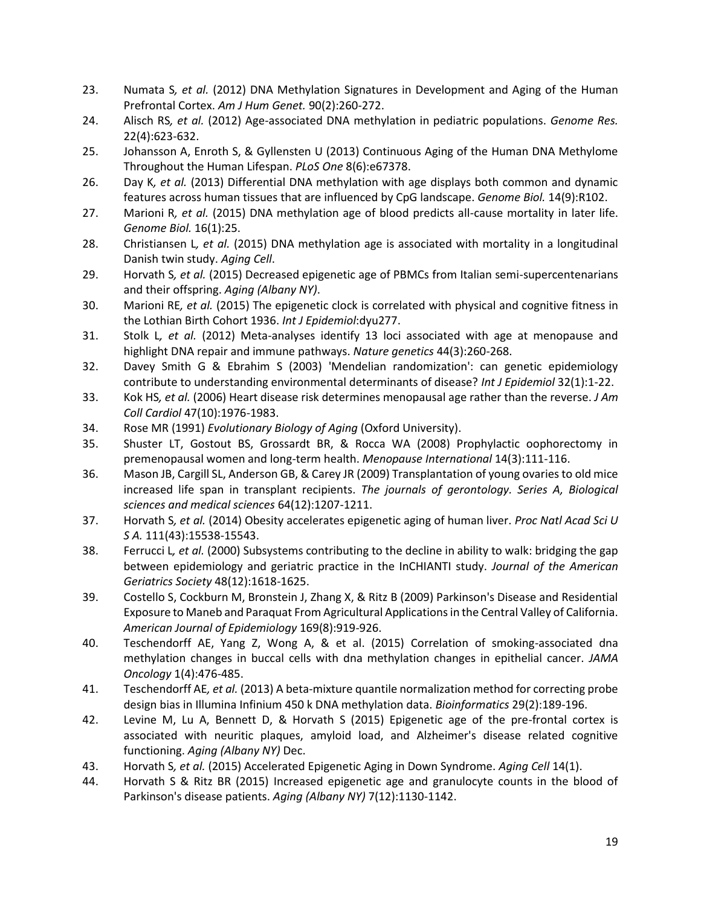23. Numata S*, et al.* (2012) DNA Methylation Signatures in Development and Aging of the Human Prefrontal Cortex. *Am J Hum Genet.* 90(2):260-272.
24. Alisch RS*, et al.* (2012) Age-associated DNA methylation in pediatric populations. *Genome Res.* 22(4):623-632.
25. Johansson A, Enroth S, & Gyllensten U (2013) Continuous Aging of the Human DNA Methylome Throughout the Human Lifespan. *PLoS One* 8(6):e67378.
26. Day K*, et al.* (2013) Differential DNA methylation with age displays both common and dynamic features across human tissues that are influenced by CpG landscape. *Genome Biol.* 14(9):R102.
27. Marioni R*, et al.* (2015) DNA methylation age of blood predicts all-cause mortality in later life. *Genome Biol.* 16(1):25.
28. Christiansen L*, et al.* (2015) DNA methylation age is associated with mortality in a longitudinal Danish twin study. *Aging Cell*.
29. Horvath S*, et al.* (2015) Decreased epigenetic age of PBMCs from Italian semi-supercentenarians and their offspring. *Aging (Albany NY)*.
30. Marioni RE*, et al.* (2015) The epigenetic clock is correlated with physical and cognitive fitness in the Lothian Birth Cohort 1936. *Int J Epidemiol*:dyu277.
31. Stolk L*, et al.* (2012) Meta-analyses identify 13 loci associated with age at menopause and highlight DNA repair and immune pathways. *Nature genetics* 44(3):260-268.
32. Davey Smith G & Ebrahim S (2003) 'Mendelian randomization': can genetic epidemiology contribute to understanding environmental determinants of disease? *Int J Epidemiol* 32(1):1-22.
33. Kok HS*, et al.* (2006) Heart disease risk determines menopausal age rather than the reverse. *J Am Coll Cardiol* 47(10):1976-1983.
34. Rose MR (1991) *Evolutionary Biology of Aging* (Oxford University).
35. Shuster LT, Gostout BS, Grossardt BR, & Rocca WA (2008) Prophylactic oophorectomy in premenopausal women and long-term health. *Menopause International* 14(3):111-116.
36. Mason JB, Cargill SL, Anderson GB, & Carey JR (2009) Transplantation of young ovaries to old mice increased life span in transplant recipients. *The journals of gerontology. Series A, Biological sciences and medical sciences* 64(12):1207-1211.
37. Horvath S*, et al.* (2014) Obesity accelerates epigenetic aging of human liver. *Proc Natl Acad Sci U S A.* 111(43):15538-15543.
38. Ferrucci L*, et al.* (2000) Subsystems contributing to the decline in ability to walk: bridging the gap between epidemiology and geriatric practice in the InCHIANTI study. *Journal of the American Geriatrics Society* 48(12):1618-1625.
39. Costello S, Cockburn M, Bronstein J, Zhang X, & Ritz B (2009) Parkinson's Disease and Residential Exposure to Maneb and Paraquat From Agricultural Applications in the Central Valley of California. *American Journal of Epidemiology* 169(8):919-926.
40. Teschendorff AE, Yang Z, Wong A, & et al. (2015) Correlation of smoking-associated dna methylation changes in buccal cells with dna methylation changes in epithelial cancer. *JAMA Oncology* 1(4):476-485.
41. Teschendorff AE*, et al.* (2013) A beta-mixture quantile normalization method for correcting probe design bias in Illumina Infinium 450 k DNA methylation data. *Bioinformatics* 29(2):189-196.
42. Levine M, Lu A, Bennett D, & Horvath S (2015) Epigenetic age of the pre-frontal cortex is associated with neuritic plaques, amyloid load, and Alzheimer's disease related cognitive functioning. *Aging (Albany NY)* Dec.
43. Horvath S*, et al.* (2015) Accelerated Epigenetic Aging in Down Syndrome. *Aging Cell* 14(1).
44. Horvath S & Ritz BR (2015) Increased epigenetic age and granulocyte counts in the blood of Parkinson's disease patients. *Aging (Albany NY)* 7(12):1130-1142.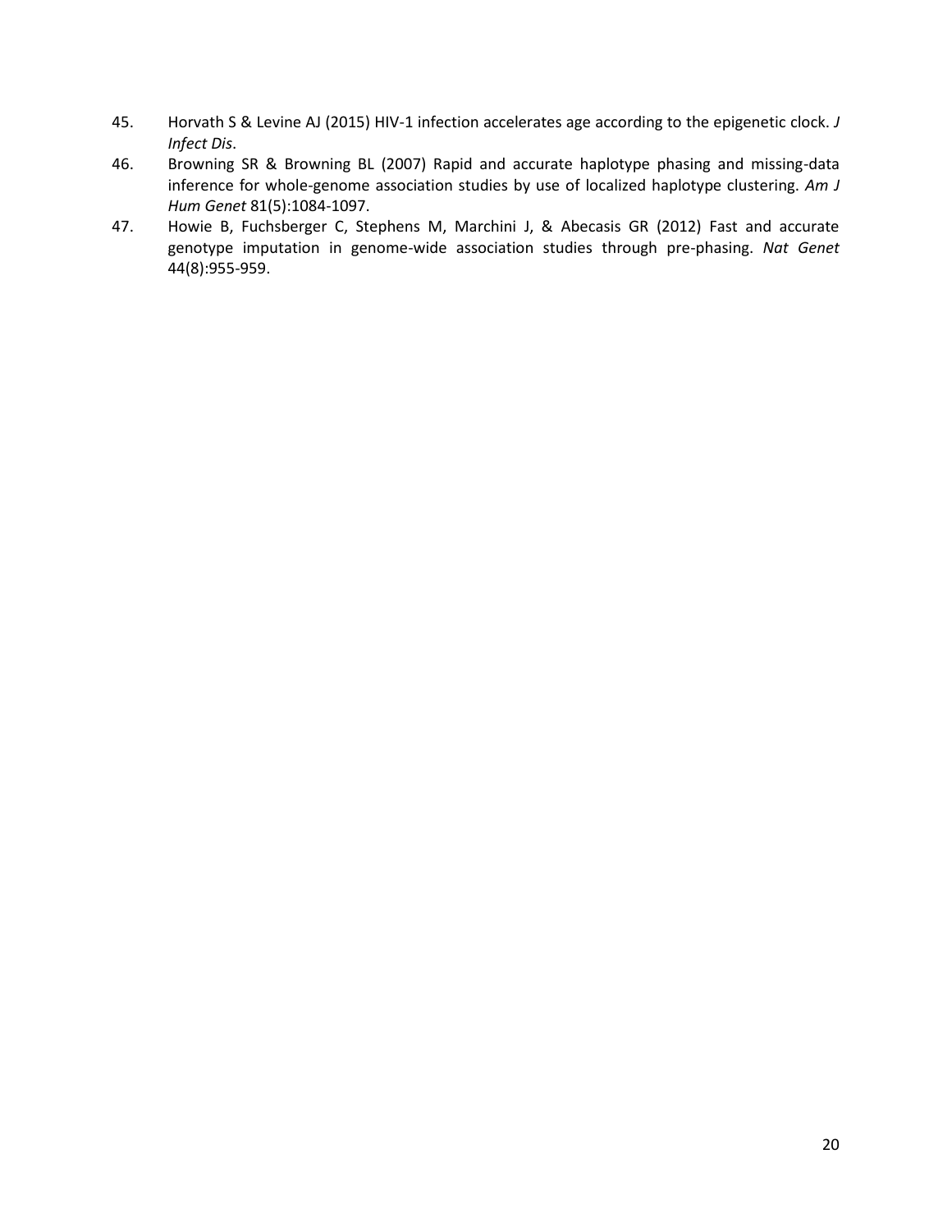45. Horvath S & Levine AJ (2015) HIV-1 infection accelerates age according to the epigenetic clock. *J Infect Dis*.
46. Browning SR & Browning BL (2007) Rapid and accurate haplotype phasing and missing-data inference for whole-genome association studies by use of localized haplotype clustering. *Am J Hum Genet* 81(5):1084-1097.
47. Howie B, Fuchsberger C, Stephens M, Marchini J, & Abecasis GR (2012) Fast and accurate genotype imputation in genome-wide association studies through pre-phasing. *Nat Genet* 44(8):955-959.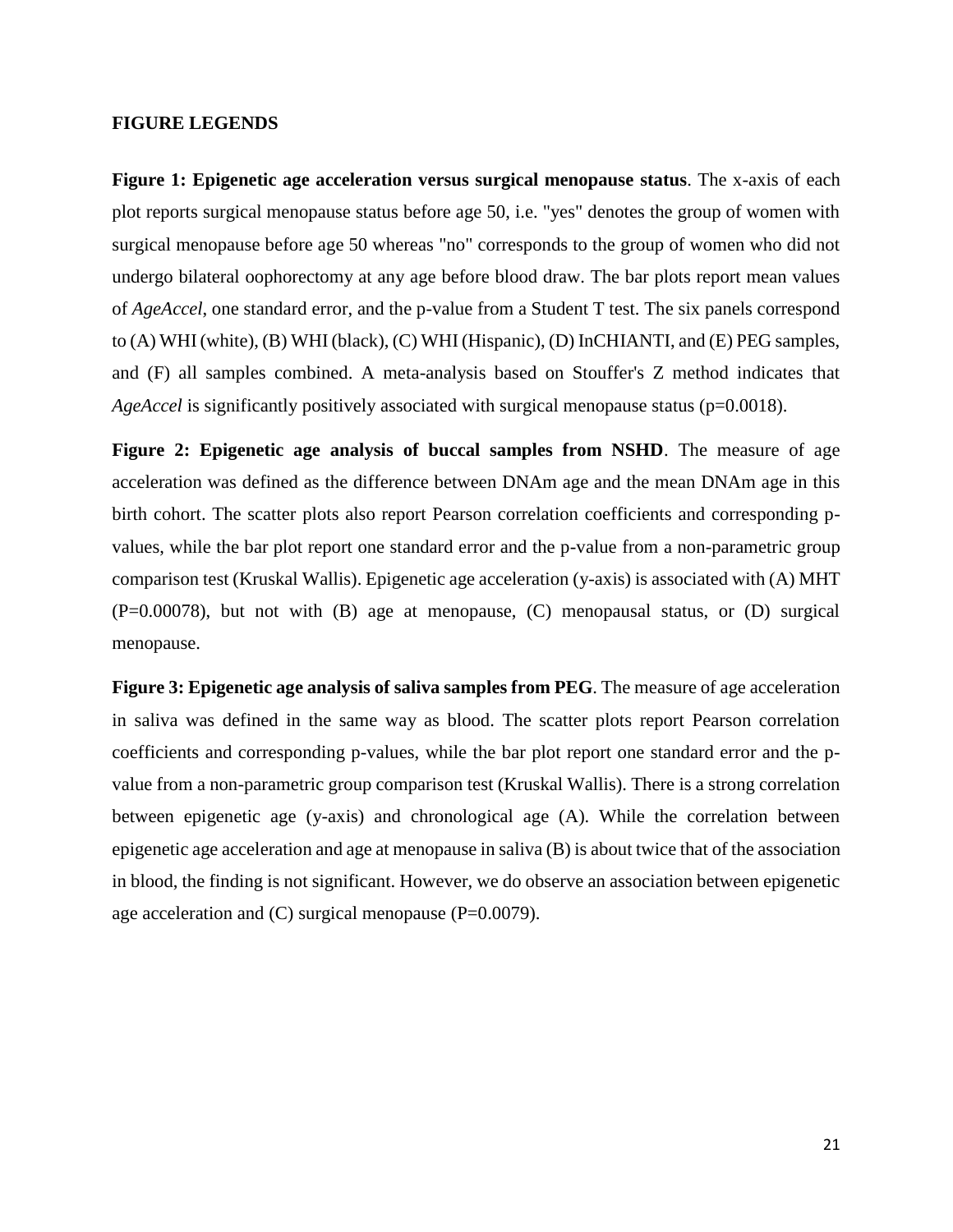## FIGURE LEGENDS

**Figure 1: Epigenetic age acceleration versus surgical menopause status**. The x-axis of each plot reports surgical menopause status before age 50, i.e. "yes" denotes the group of women with surgical menopause before age 50 whereas "no" corresponds to the group of women who did not undergo bilateral oophorectomy at any age before blood draw. The bar plots report mean values of *AgeAccel*, one standard error, and the p-value from a Student T test. The six panels correspond to (A) WHI (white), (B) WHI (black), (C) WHI (Hispanic), (D) InCHIANTI, and (E) PEG samples, and (F) all samples combined. A meta-analysis based on Stouffer's Z method indicates that *AgeAccel* is significantly positively associated with surgical menopause status (p=0.0018).

**Figure 2: Epigenetic age analysis of buccal samples from NSHD**. The measure of age acceleration was defined as the difference between DNAm age and the mean DNAm age in this birth cohort. The scatter plots also report Pearson correlation coefficients and corresponding p-values, while the bar plot report one standard error and the p-value from a non-parametric group comparison test (Kruskal Wallis). Epigenetic age acceleration (y-axis) is associated with (A) MHT (P=0.00078), but not with (B) age at menopause, (C) menopausal status, or (D) surgical menopause.

**Figure 3: Epigenetic age analysis of saliva samples from PEG**. The measure of age acceleration in saliva was defined in the same way as blood. The scatter plots report Pearson correlation coefficients and corresponding p-values, while the bar plot report one standard error and the p-value from a non-parametric group comparison test (Kruskal Wallis). There is a strong correlation between epigenetic age (y-axis) and chronological age (A). While the correlation between epigenetic age acceleration and age at menopause in saliva (B) is about twice that of the association in blood, the finding is not significant. However, we do observe an association between epigenetic age acceleration and (C) surgical menopause (P=0.0079).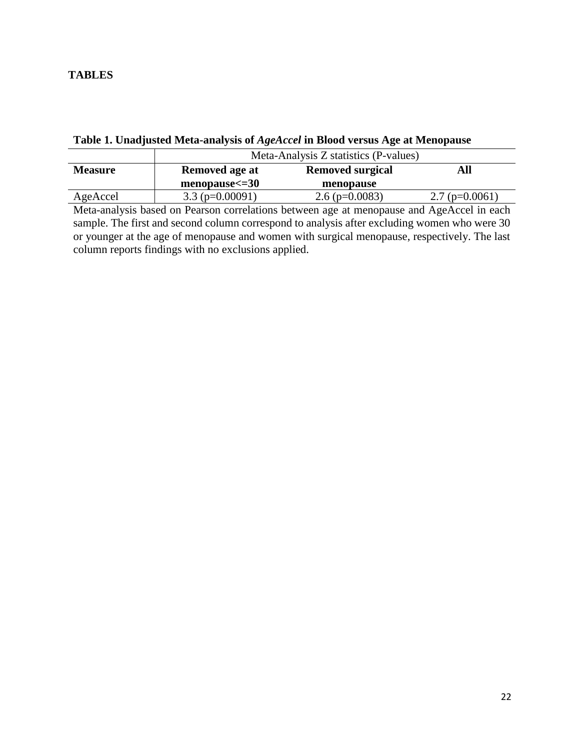# TABLES

**Table 1. Unadjusted Meta-analysis of *AgeAccel* in Blood versus Age at Menopause**

| | Meta-Analysis Z statistics (P-values) | | |
|---|---|---|---|
| **Measure** | **Removed age at menopause<=30** | **Removed surgical menopause** | **All** |
| AgeAccel | 3.3 (p=0.00091) | 2.6 (p=0.0083) | 2.7 (p=0.0061) |

Meta-analysis based on Pearson correlations between age at menopause and AgeAccel in each sample. The first and second column correspond to analysis after excluding women who were 30 or younger at the age of menopause and women with surgical menopause, respectively. The last column reports findings with no exclusions applied.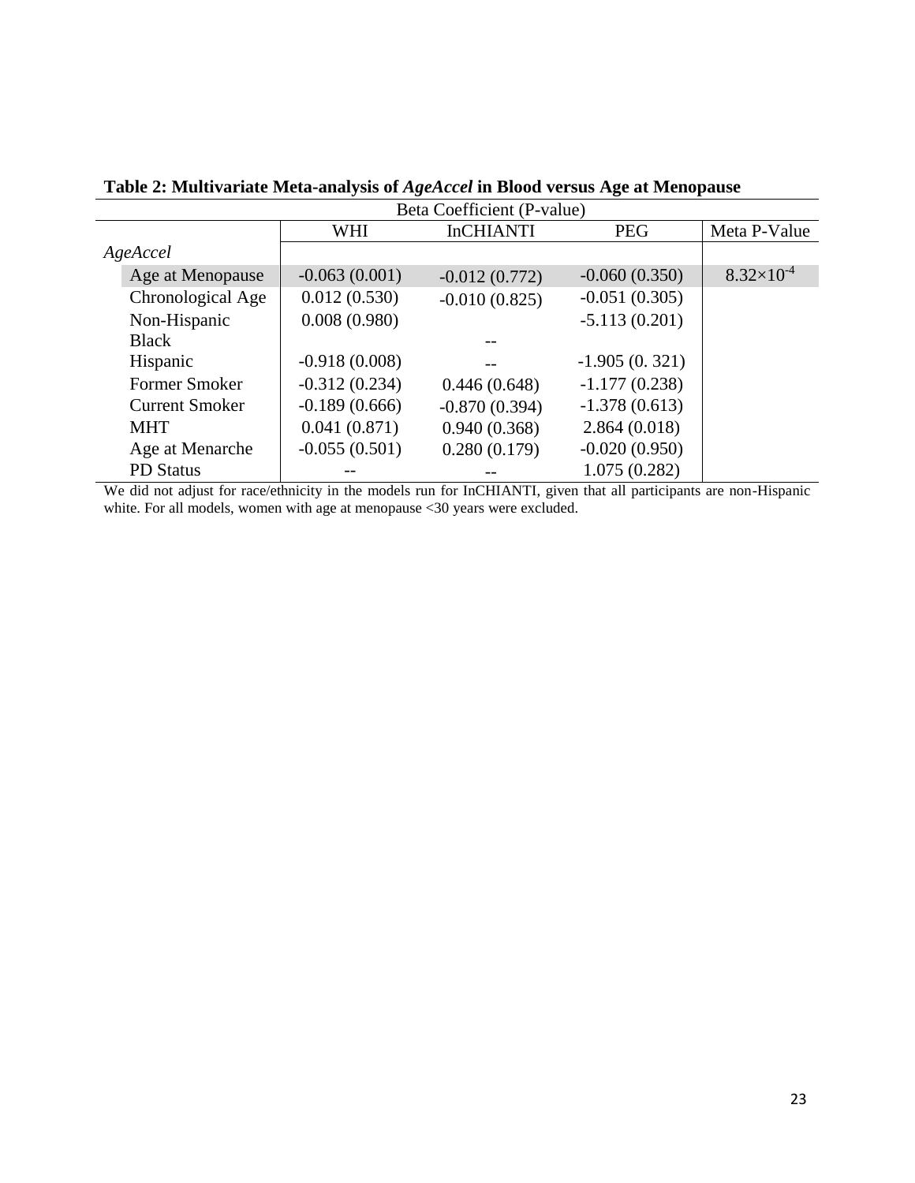**Table 2: Multivariate Meta-analysis of *AgeAccel* in Blood versus Age at Menopause**

| | Beta Coefficient (P-value) | | | |
|---|---|---|---|---|
| | WHI | InCHIANTI | PEG | Meta P-Value |
| *AgeAccel* | | | | |
| Age at Menopause | -0.063 (0.001) | -0.012 (0.772) | -0.060 (0.350) | $8.32 \times 10^{-4}$ |
| Chronological Age | 0.012 (0.530) | -0.010 (0.825) | -0.051 (0.305) | |
| Non-Hispanic Black | 0.008 (0.980) | -- | -5.113 (0.201) | |
| Hispanic | -0.918 (0.008) | -- | -1.905 (0. 321) | |
| Former Smoker | -0.312 (0.234) | 0.446 (0.648) | -1.177 (0.238) | |
| Current Smoker | -0.189 (0.666) | -0.870 (0.394) | -1.378 (0.613) | |
| MHT | 0.041 (0.871) | 0.940 (0.368) | 2.864 (0.018) | |
| Age at Menarche | -0.055 (0.501) | 0.280 (0.179) | -0.020 (0.950) | |
| PD Status | -- | -- | 1.075 (0.282) | |

We did not adjust for race/ethnicity in the models run for InCHIANTI, given that all participants are non-Hispanic white. For all models, women with age at menopause <30 years were excluded.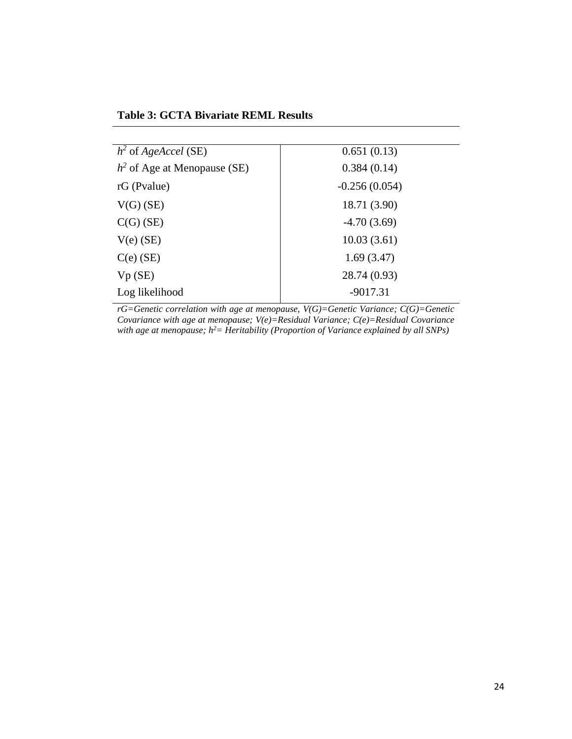**Table 3: GCTA Bivariate REML Results**

| | |
|---|---|
| $h^2$ of *AgeAccel* (SE) | 0.651 (0.13) |
| $h^2$ of Age at Menopause (SE) | 0.384 (0.14) |
| rG (Pvalue) | -0.256 (0.054) |
| V(G) (SE) | 18.71 (3.90) |
| C(G) (SE) | -4.70 (3.69) |
| V(e) (SE) | 10.03 (3.61) |
| C(e) (SE) | 1.69 (3.47) |
| Vp (SE) | 28.74 (0.93) |
| Log likelihood | -9017.31 |

*rG=Genetic correlation with age at menopause, V(G)=Genetic Variance; C(G)=Genetic Covariance with age at menopause; V(e)=Residual Variance; C(e)=Residual Covariance with age at menopause; $h^2$= Heritability (Proportion of Variance explained by all SNPs)*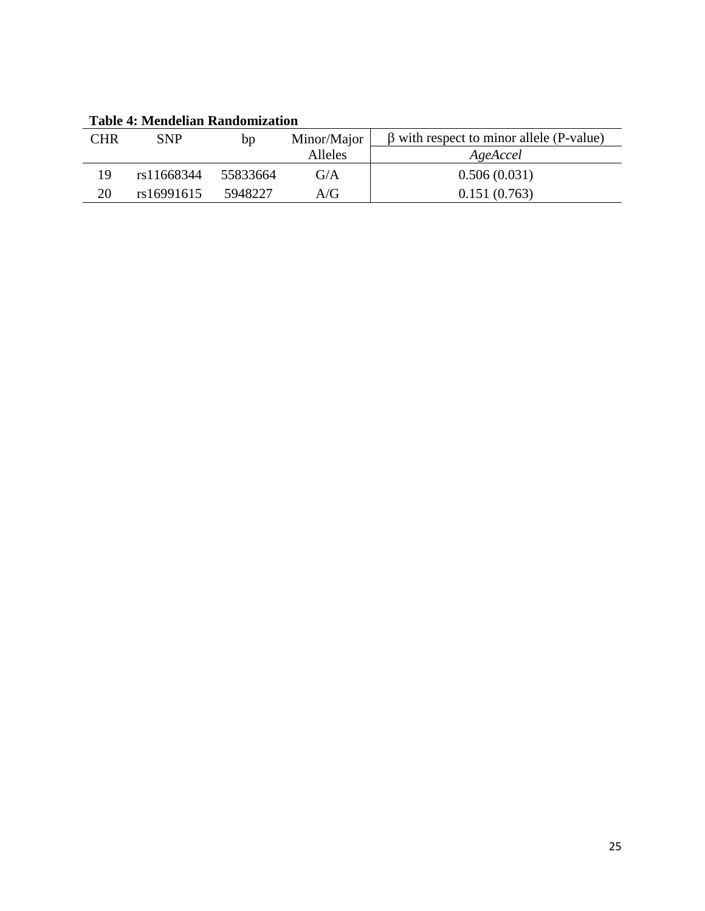**Table 4: Mendelian Randomization**

| CHR | SNP | bp | Minor/Major Alleles | β with respect to minor allele (P-value) *AgeAccel* |
|---|---|---|---|---|
| 19 | rs11668344 | 55833664 | G/A | 0.506 (0.031) |
| 20 | rs16991615 | 5948227 | A/G | 0.151 (0.763) |